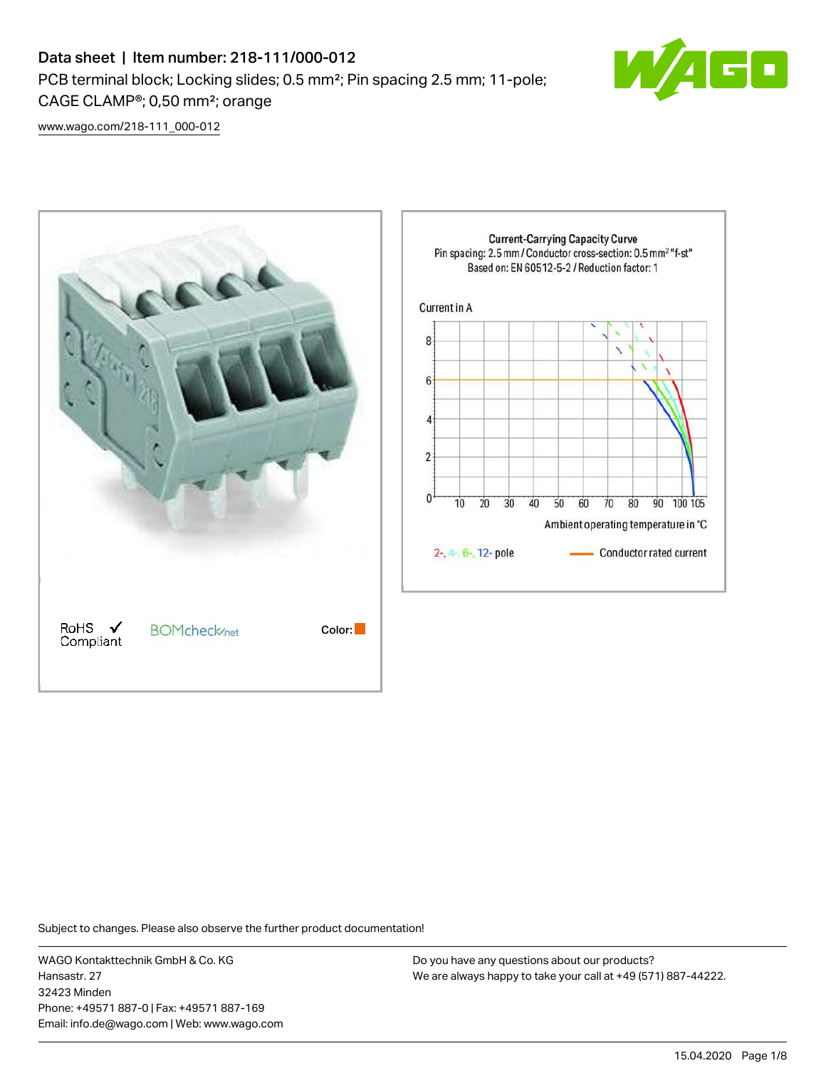# Data sheet | Item number: 218-111/000-012

PCB terminal block; Locking slides; 0.5 mm²; Pin spacing 2.5 mm; 11-pole; CAGE CLAMP®; 0,50 mm²; orange

www.wago.com/218-111_000-012

RoHS ✓ Compliant

BOMcheck.net

Color:

**Current-Carrying Capacity Curve**

Pin spacing: 2.5 mm / Conductor cross-section: 0.5 mm² "f-st"

Based on: EN 60512-5-2 / Reduction factor: 1

Current in A

Ambient operating temperature in °C

2-, 4-, 6-, 12- pole

Conductor rated current

Subject to changes. Please also observe the further product documentation!

WAGO Kontakttechnik GmbH & Co. KG
Hansastr. 27
32423 Minden
Phone: +49571 887-0 | Fax: +49571 887-169
Email: info.de@wago.com | Web: www.wago.com

Do you have any questions about our products?
We are always happy to take your call at +49 (571) 887-44222.

15.04.2020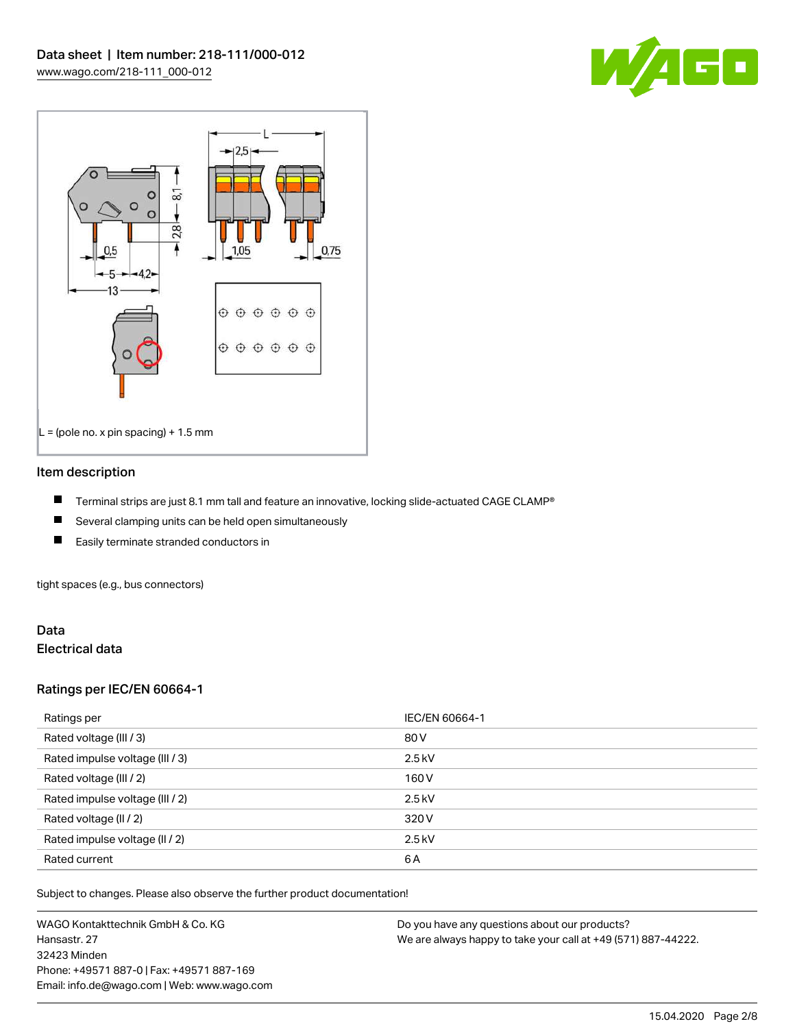L = (pole no. x pin spacing) + 1.5 mm

## Item description

- Terminal strips are just 8.1 mm tall and feature an innovative, locking slide-actuated CAGE CLAMP®
- Several clamping units can be held open simultaneously
- Easily terminate stranded conductors in

tight spaces (e.g., bus connectors)

## Data

### Electrical data

### Ratings per IEC/EN 60664-1

| Ratings per | IEC/EN 60664-1 |
|---|---|
| Rated voltage (III / 3) | 80 V |
| Rated impulse voltage (III / 3) | 2.5 kV |
| Rated voltage (III / 2) | 160 V |
| Rated impulse voltage (III / 2) | 2.5 kV |
| Rated voltage (II / 2) | 320 V |
| Rated impulse voltage (II / 2) | 2.5 kV |
| Rated current | 6 A |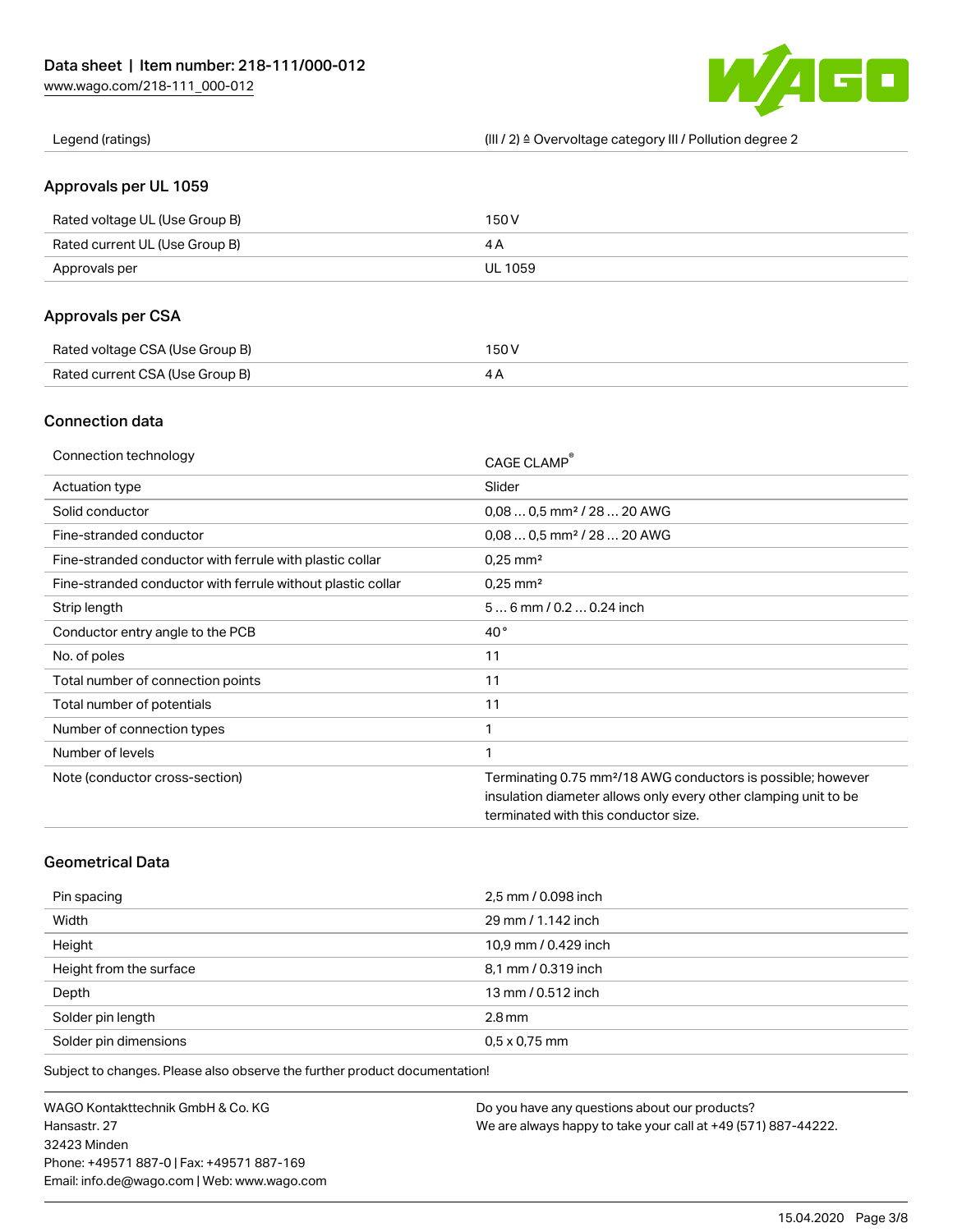| Legend (ratings) | (III / 2) ≙ Overvoltage category III / Pollution degree 2 |
|---|---|

## Approvals per UL 1059

| Rated voltage UL (Use Group B) | 150 V |
|---|---|
| Rated current UL (Use Group B) | 4 A |
| Approvals per | UL 1059 |

## Approvals per CSA

| Rated voltage CSA (Use Group B) | 150 V |
|---|---|
| Rated current CSA (Use Group B) | 4 A |

## Connection data

| Connection technology | CAGE CLAMP® |
|---|---|
| Actuation type | Slider |
| Solid conductor | 0,08 … 0,5 mm² / 28 … 20 AWG |
| Fine-stranded conductor | 0,08 … 0,5 mm² / 28 … 20 AWG |
| Fine-stranded conductor with ferrule with plastic collar | 0,25 mm² |
| Fine-stranded conductor with ferrule without plastic collar | 0,25 mm² |
| Strip length | 5 … 6 mm / 0.2 … 0.24 inch |
| Conductor entry angle to the PCB | 40 ° |
| No. of poles | 11 |
| Total number of connection points | 11 |
| Total number of potentials | 11 |
| Number of connection types | 1 |
| Number of levels | 1 |
| Note (conductor cross-section) | Terminating 0.75 mm²/18 AWG conductors is possible; however insulation diameter allows only every other clamping unit to be terminated with this conductor size. |

## Geometrical Data

| Pin spacing | 2,5 mm / 0.098 inch |
|---|---|
| Width | 29 mm / 1.142 inch |
| Height | 10,9 mm / 0.429 inch |
| Height from the surface | 8,1 mm / 0.319 inch |
| Depth | 13 mm / 0.512 inch |
| Solder pin length | 2.8 mm |
| Solder pin dimensions | 0,5 x 0,75 mm |

Subject to changes. Please also observe the further product documentation!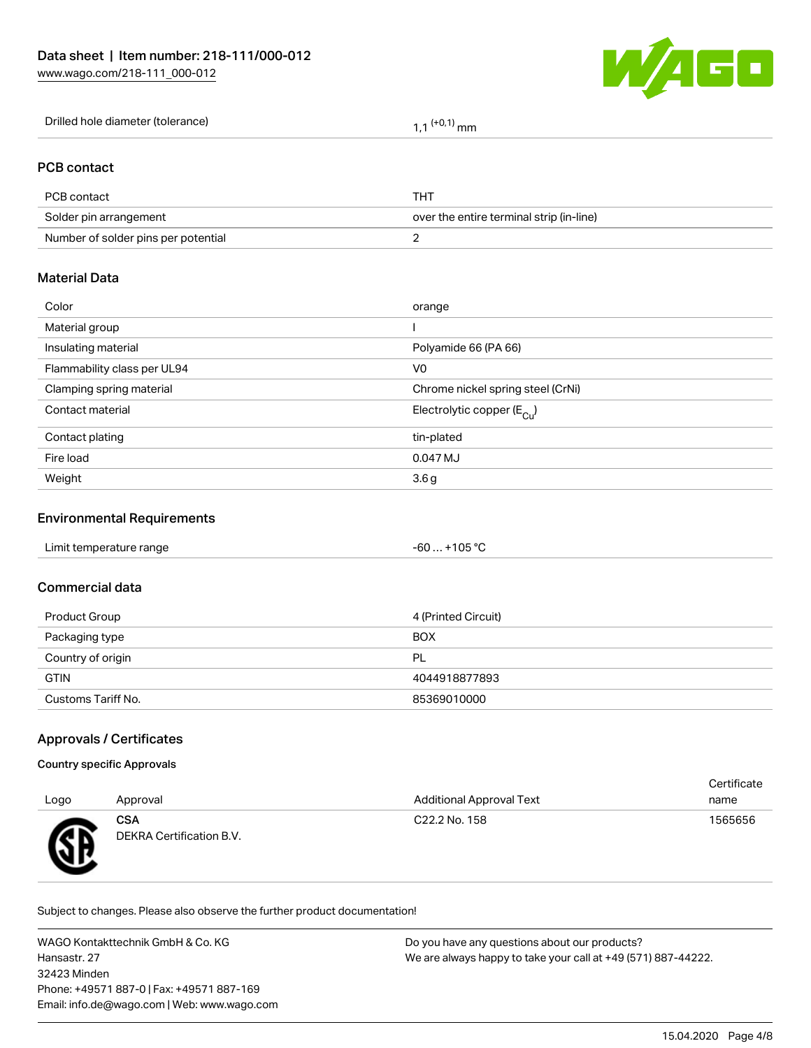| Drilled hole diameter (tolerance) | 1,1 $^{(+0,1)}$ mm |
| --- | --- |

## PCB contact

| PCB contact | THT |
| --- | --- |
| Solder pin arrangement | over the entire terminal strip (in-line) |
| Number of solder pins per potential | 2 |

## Material Data

| Color | orange |
| --- | --- |
| Material group | I |
| Insulating material | Polyamide 66 (PA 66) |
| Flammability class per UL94 | V0 |
| Clamping spring material | Chrome nickel spring steel (CrNi) |
| Contact material | Electrolytic copper ($E_{Cu}$) |
| Contact plating | tin-plated |
| Fire load | 0.047 MJ |
| Weight | 3.6 g |

## Environmental Requirements

| Limit temperature range | -60 … +105 °C |
| --- | --- |

## Commercial data

| Product Group | 4 (Printed Circuit) |
| --- | --- |
| Packaging type | BOX |
| Country of origin | PL |
| GTIN | 4044918877893 |
| Customs Tariff No. | 85369010000 |

## Approvals / Certificates

### Country specific Approvals

| Logo | Approval | Additional Approval Text | Certificate name |
| --- | --- | --- | --- |
| | **CSA** DEKRA Certification B.V. | C22.2 No. 158 | 1565656 |

Subject to changes. Please also observe the further product documentation!

WAGO Kontakttechnik GmbH & Co. KG
Hansastr. 27
32423 Minden
Phone: +49571 887-0 | Fax: +49571 887-169
Email: info.de@wago.com | Web: www.wago.com

Do you have any questions about our products?
We are always happy to take your call at +49 (571) 887-44222.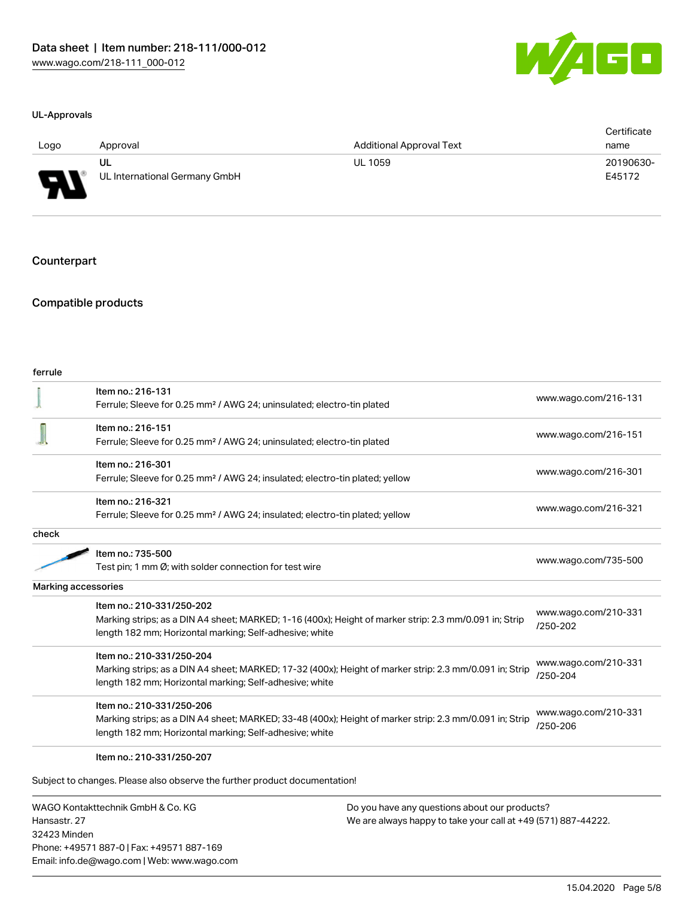### UL-Approvals

| Logo | Approval | Additional Approval Text | Certificate name |
|---|---|---|---|
| | UL<br>UL International Germany GmbH | UL 1059 | 20190630-E45172 |

## Counterpart

## Compatible products

**ferrule**

| | | |
|---|---|---|
| | Item no.: 216-131<br>Ferrule; Sleeve for 0.25 mm² / AWG 24; uninsulated; electro-tin plated | www.wago.com/216-131 |
| | Item no.: 216-151<br>Ferrule; Sleeve for 0.25 mm² / AWG 24; uninsulated; electro-tin plated | www.wago.com/216-151 |
| | Item no.: 216-301<br>Ferrule; Sleeve for 0.25 mm² / AWG 24; insulated; electro-tin plated; yellow | www.wago.com/216-301 |
| | Item no.: 216-321<br>Ferrule; Sleeve for 0.25 mm² / AWG 24; insulated; electro-tin plated; yellow | www.wago.com/216-321 |

**check**

| | | |
|---|---|---|
| | Item no.: 735-500<br>Test pin; 1 mm Ø; with solder connection for test wire | www.wago.com/735-500 |

**Marking accessories**

| | | |
|---|---|---|
| | Item no.: 210-331/250-202<br>Marking strips; as a DIN A4 sheet; MARKED; 1-16 (400x); Height of marker strip: 2.3 mm/0.091 in; Strip length 182 mm; Horizontal marking; Self-adhesive; white | www.wago.com/210-331/250-202 |
| | Item no.: 210-331/250-204<br>Marking strips; as a DIN A4 sheet; MARKED; 17-32 (400x); Height of marker strip: 2.3 mm/0.091 in; Strip length 182 mm; Horizontal marking; Self-adhesive; white | www.wago.com/210-331/250-204 |
| | Item no.: 210-331/250-206<br>Marking strips; as a DIN A4 sheet; MARKED; 33-48 (400x); Height of marker strip: 2.3 mm/0.091 in; Strip length 182 mm; Horizontal marking; Self-adhesive; white | www.wago.com/210-331/250-206 |
| | Item no.: 210-331/250-207 | |

Subject to changes. Please also observe the further product documentation!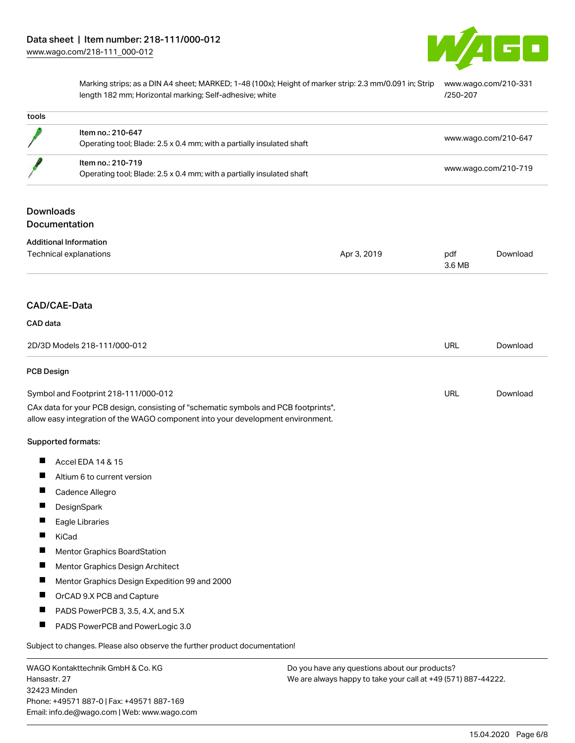| | | |
|---|---|---|
| | Marking strips; as a DIN A4 sheet; MARKED; 1-48 (100x); Height of marker strip: 2.3 mm/0.091 in; Strip length 182 mm; Horizontal marking; Self-adhesive; white | www.wago.com/210-331/250-207 |

**tools**

| | | |
|---|---|---|
| | Item no.: 210-647<br>Operating tool; Blade: 2.5 x 0.4 mm; with a partially insulated shaft | www.wago.com/210-647 |
| | Item no.: 210-719<br>Operating tool; Blade: 2.5 x 0.4 mm; with a partially insulated shaft | www.wago.com/210-719 |

## Downloads
## Documentation

**Additional Information**

| | | | |
|---|---|---|---|
| Technical explanations | Apr 3, 2019 | pdf<br>3.6 MB | Download |

## CAD/CAE-Data

**CAD data**

| | | |
|---|---|---|
| 2D/3D Models 218-111/000-012 | URL | Download |

**PCB Design**

| | | |
|---|---|---|
| Symbol and Footprint 218-111/000-012 | URL | Download |

CAx data for your PCB design, consisting of "schematic symbols and PCB footprints", allow easy integration of the WAGO component into your development environment.

**Supported formats:**

- Accel EDA 14 & 15
- Altium 6 to current version
- Cadence Allegro
- DesignSpark
- Eagle Libraries
- KiCad
- Mentor Graphics BoardStation
- Mentor Graphics Design Architect
- Mentor Graphics Design Expedition 99 and 2000
- OrCAD 9.X PCB and Capture
- PADS PowerPCB 3, 3.5, 4.X, and 5.X
- PADS PowerPCB and PowerLogic 3.0

Subject to changes. Please also observe the further product documentation!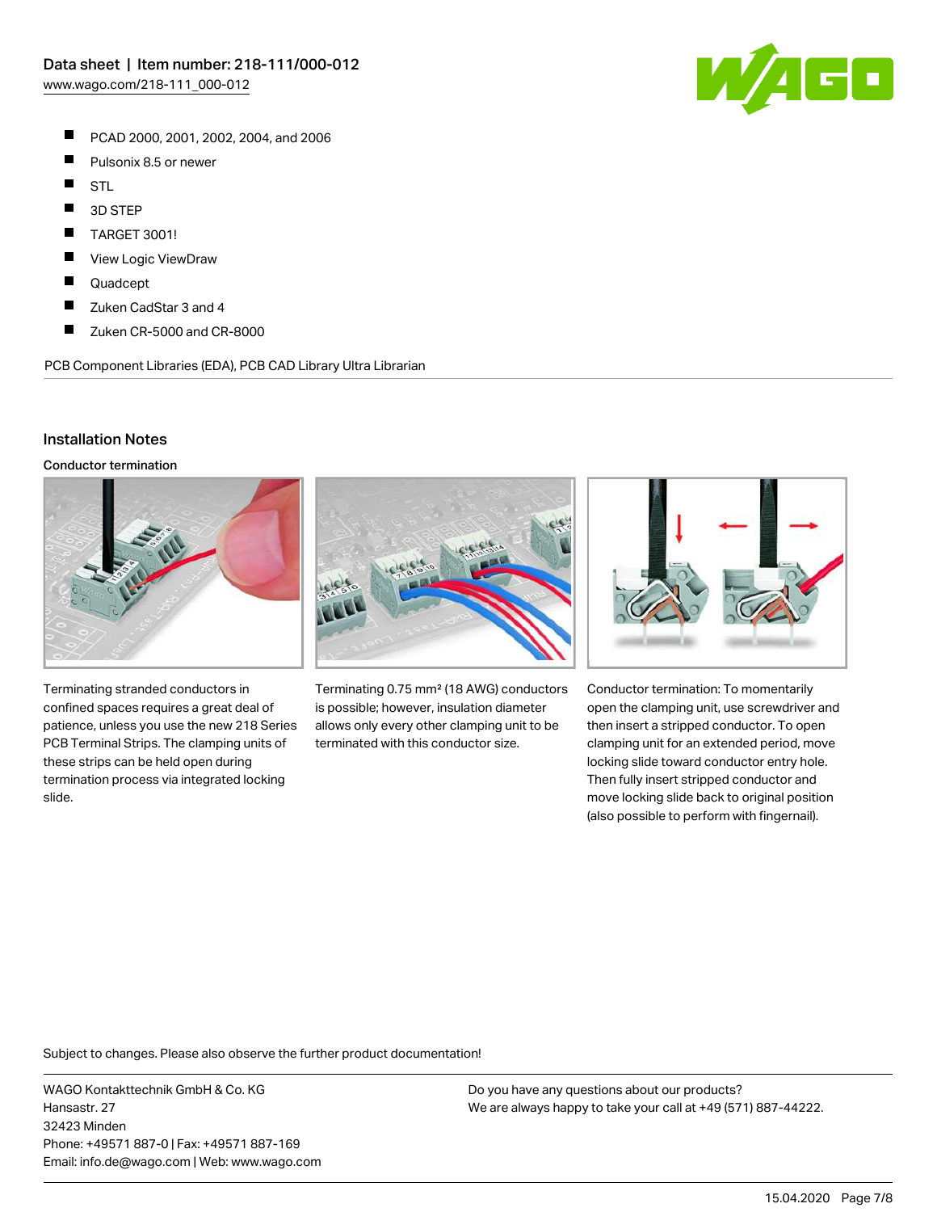- PCAD 2000, 2001, 2002, 2004, and 2006
- Pulsonix 8.5 or newer
- STL
- 3D STEP
- TARGET 3001!
- View Logic ViewDraw
- Quadcept
- Zuken CadStar 3 and 4
- Zuken CR-5000 and CR-8000

PCB Component Libraries (EDA), PCB CAD Library Ultra Librarian

## Installation Notes

### Conductor termination

Terminating stranded conductors in confined spaces requires a great deal of patience, unless you use the new 218 Series PCB Terminal Strips. The clamping units of these strips can be held open during termination process via integrated locking slide.

Terminating 0.75 mm² (18 AWG) conductors is possible; however, insulation diameter allows only every other clamping unit to be terminated with this conductor size.

Conductor termination: To momentarily open the clamping unit, use screwdriver and then insert a stripped conductor. To open clamping unit for an extended period, move locking slide toward conductor entry hole. Then fully insert stripped conductor and move locking slide back to original position (also possible to perform with fingernail).

Subject to changes. Please also observe the further product documentation!

WAGO Kontakttechnik GmbH & Co. KG
Hansastr. 27
32423 Minden
Phone: +49571 887-0 | Fax: +49571 887-169
Email: info.de@wago.com | Web: www.wago.com

Do you have any questions about our products?
We are always happy to take your call at +49 (571) 887-44222.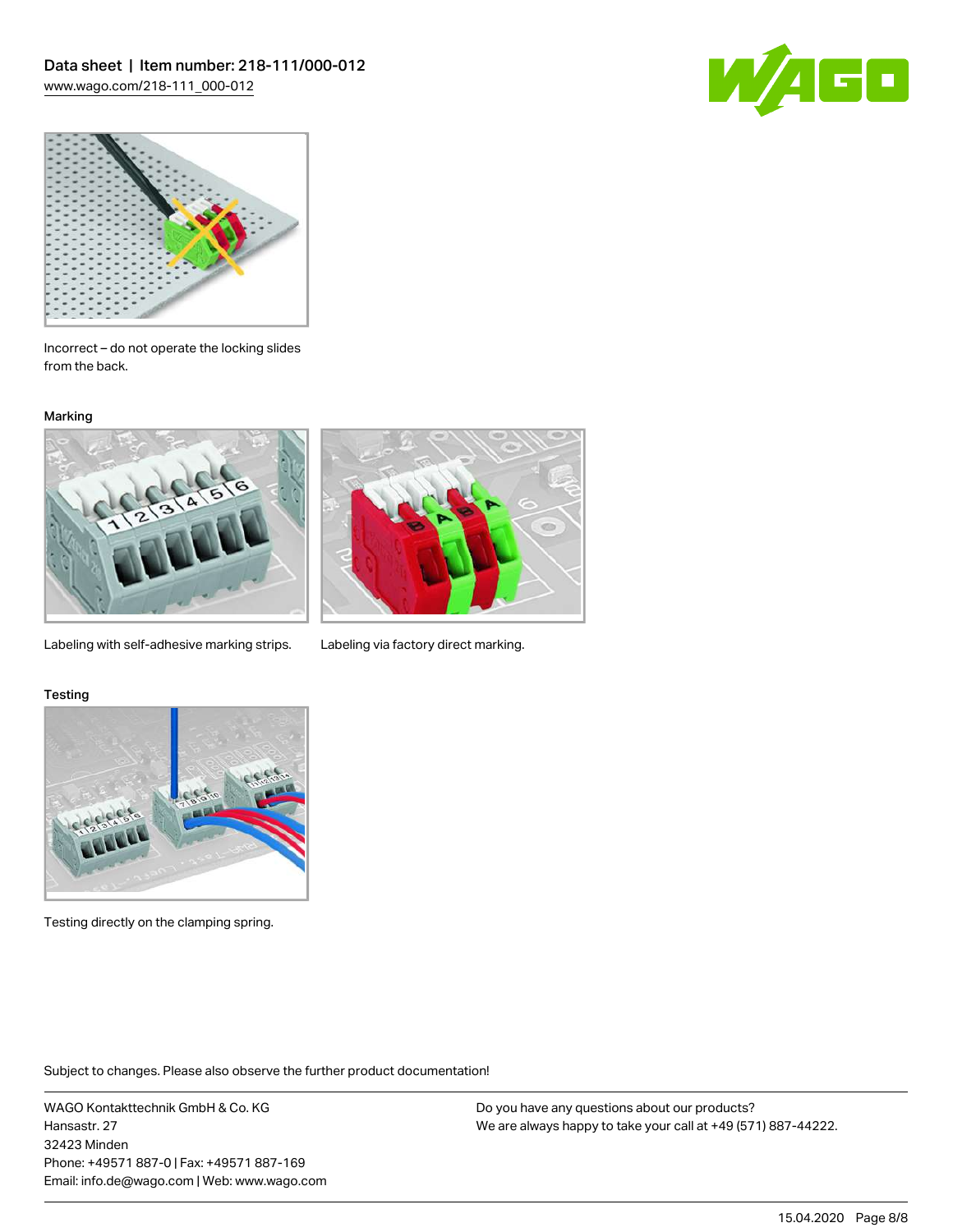Incorrect – do not operate the locking slides from the back.

### Marking

Labeling with self-adhesive marking strips.

Labeling via factory direct marking.

### Testing

Testing directly on the clamping spring.

Subject to changes. Please also observe the further product documentation!

WAGO Kontakttechnik GmbH & Co. KG
Hansastr. 27
32423 Minden
Phone: +49571 887-0 | Fax: +49571 887-169
Email: info.de@wago.com | Web: www.wago.com

Do you have any questions about our products?
We are always happy to take your call at +49 (571) 887-44222.